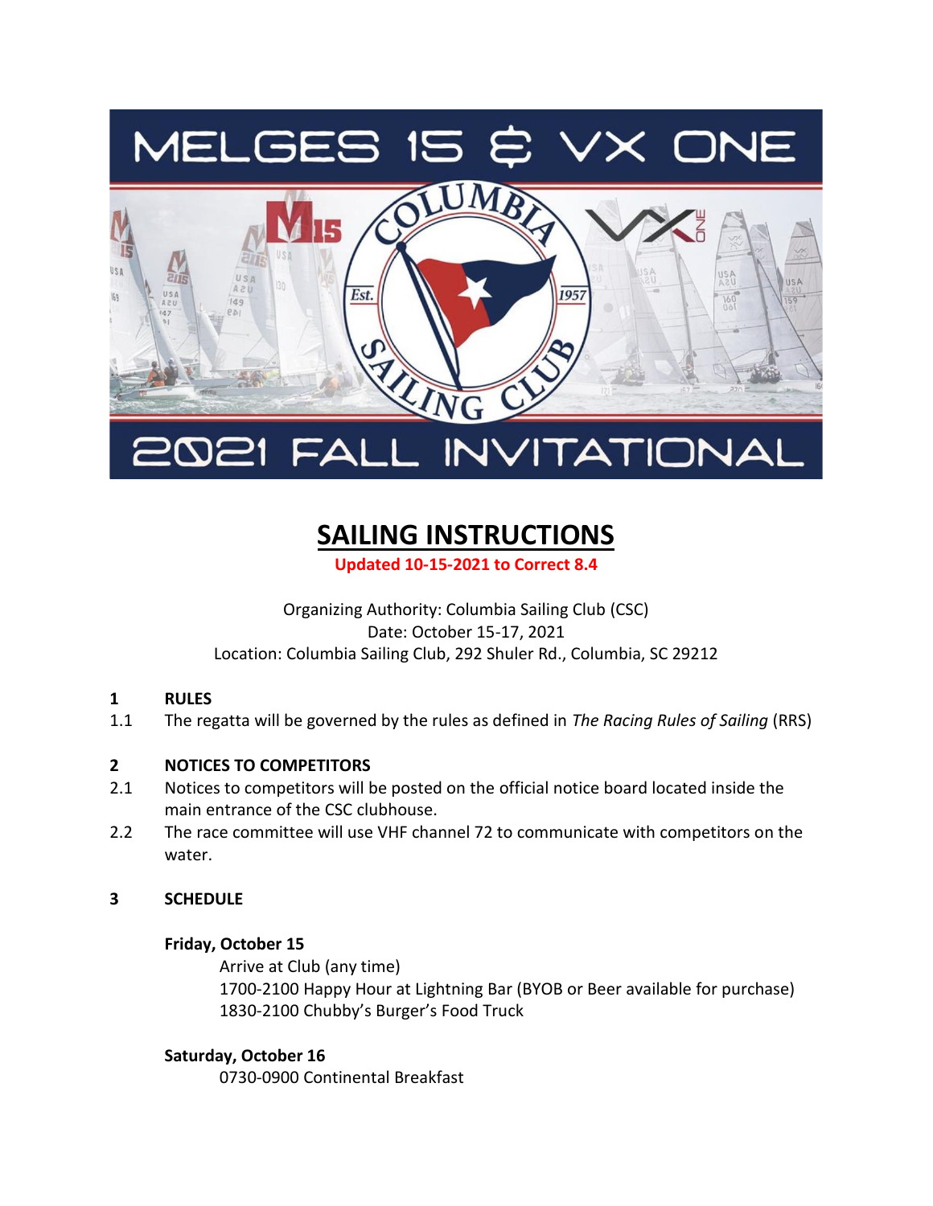# MELGES 15 & VX ONE

# 2021 FALL INVITATIONAL

# SAILING INSTRUCTIONS

**Updated 10-15-2021 to Correct 8.4**

Organizing Authority: Columbia Sailing Club (CSC)
Date: October 15-17, 2021
Location: Columbia Sailing Club, 292 Shuler Rd., Columbia, SC 29212

## 1 RULES

1.1 The regatta will be governed by the rules as defined in *The Racing Rules of Sailing* (RRS)

## 2 NOTICES TO COMPETITORS

2.1 Notices to competitors will be posted on the official notice board located inside the main entrance of the CSC clubhouse.

2.2 The race committee will use VHF channel 72 to communicate with competitors on the water.

## 3 SCHEDULE

**Friday, October 15**

Arrive at Club (any time)
1700-2100 Happy Hour at Lightning Bar (BYOB or Beer available for purchase)
1830-2100 Chubby's Burger's Food Truck

**Saturday, October 16**

0730-0900 Continental Breakfast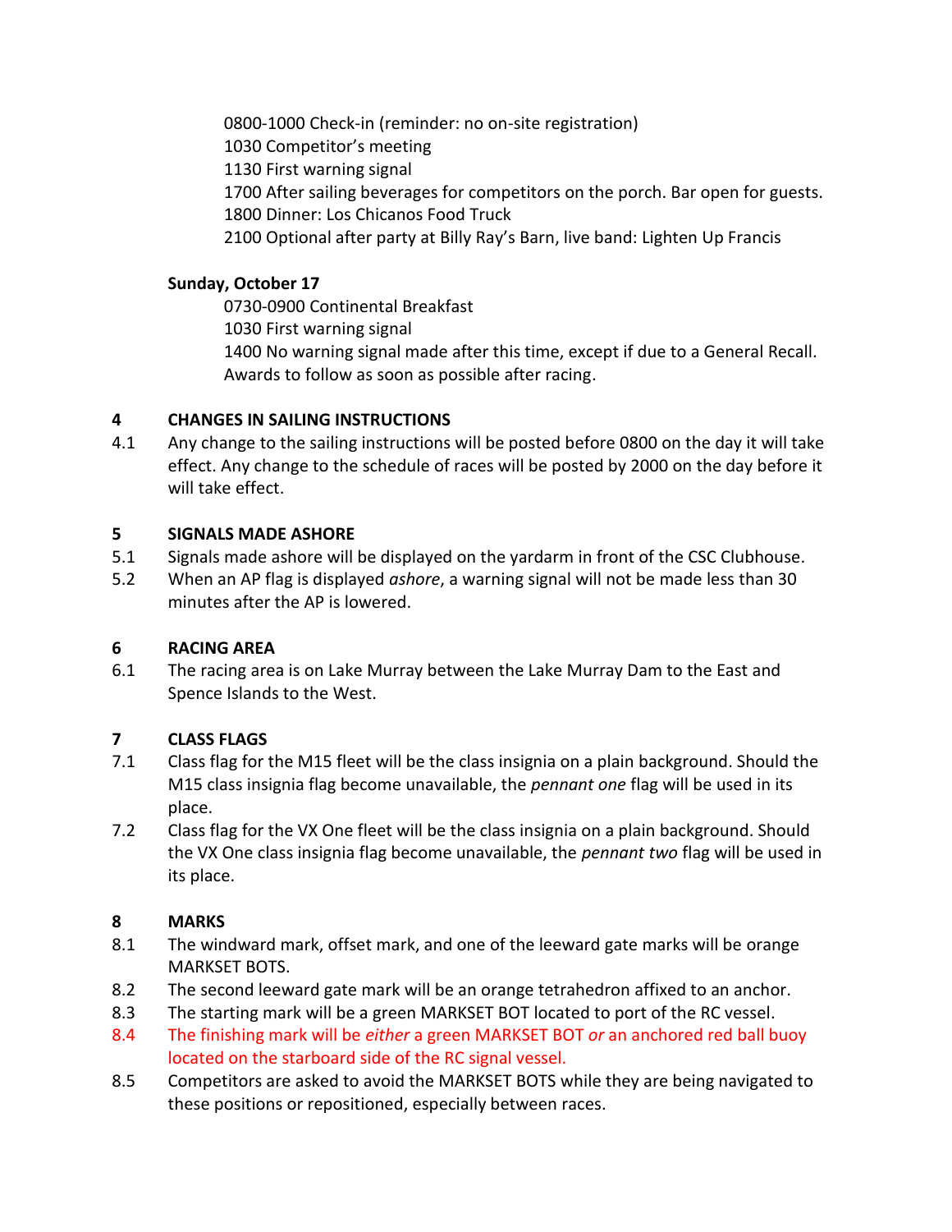0800-1000 Check-in (reminder: no on-site registration)
1030 Competitor's meeting
1130 First warning signal
1700 After sailing beverages for competitors on the porch. Bar open for guests.
1800 Dinner: Los Chicanos Food Truck
2100 Optional after party at Billy Ray's Barn, live band: Lighten Up Francis

**Sunday, October 17**

0730-0900 Continental Breakfast
1030 First warning signal
1400 No warning signal made after this time, except if due to a General Recall.
Awards to follow as soon as possible after racing.

## 4 CHANGES IN SAILING INSTRUCTIONS

4.1 Any change to the sailing instructions will be posted before 0800 on the day it will take effect. Any change to the schedule of races will be posted by 2000 on the day before it will take effect.

## 5 SIGNALS MADE ASHORE

5.1 Signals made ashore will be displayed on the yardarm in front of the CSC Clubhouse.

5.2 When an AP flag is displayed *ashore*, a warning signal will not be made less than 30 minutes after the AP is lowered.

## 6 RACING AREA

6.1 The racing area is on Lake Murray between the Lake Murray Dam to the East and Spence Islands to the West.

## 7 CLASS FLAGS

7.1 Class flag for the M15 fleet will be the class insignia on a plain background. Should the M15 class insignia flag become unavailable, the *pennant one* flag will be used in its place.

7.2 Class flag for the VX One fleet will be the class insignia on a plain background. Should the VX One class insignia flag become unavailable, the *pennant two* flag will be used in its place.

## 8 MARKS

8.1 The windward mark, offset mark, and one of the leeward gate marks will be orange MARKSET BOTS.

8.2 The second leeward gate mark will be an orange tetrahedron affixed to an anchor.

8.3 The starting mark will be a green MARKSET BOT located to port of the RC vessel.

8.4 The finishing mark will be *either* a green MARKSET BOT *or* an anchored red ball buoy located on the starboard side of the RC signal vessel.

8.5 Competitors are asked to avoid the MARKSET BOTS while they are being navigated to these positions or repositioned, especially between races.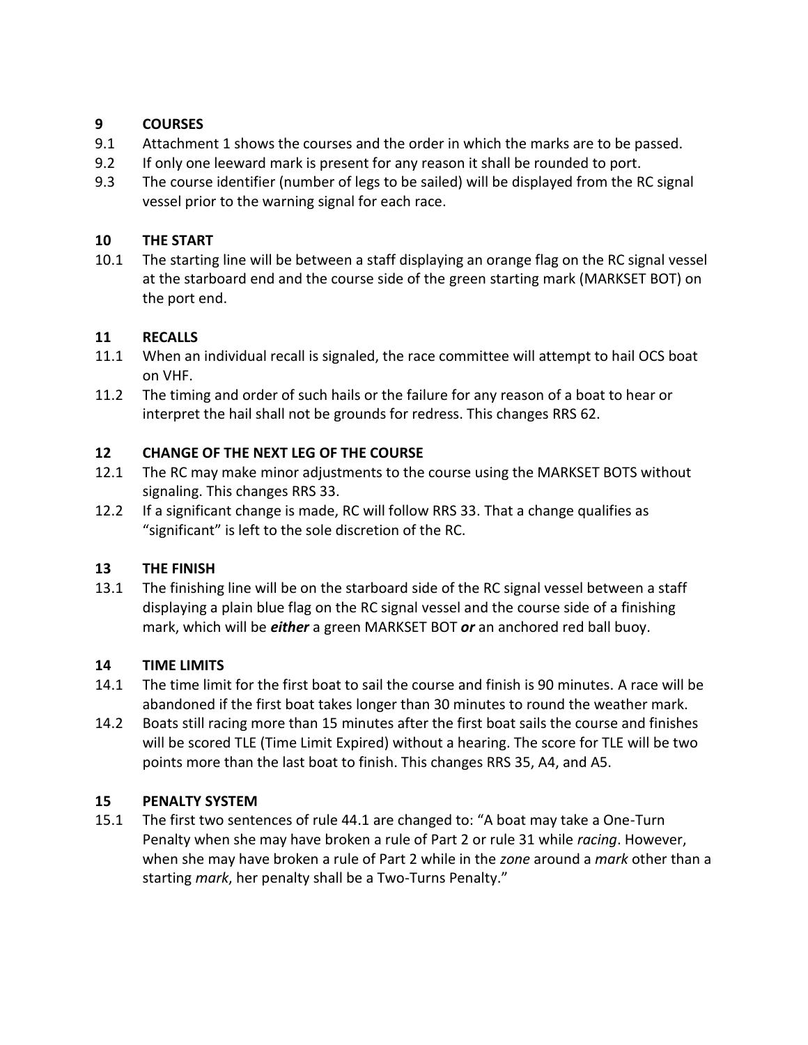## 9 COURSES

9.1 Attachment 1 shows the courses and the order in which the marks are to be passed.

9.2 If only one leeward mark is present for any reason it shall be rounded to port.

9.3 The course identifier (number of legs to be sailed) will be displayed from the RC signal vessel prior to the warning signal for each race.

## 10 THE START

10.1 The starting line will be between a staff displaying an orange flag on the RC signal vessel at the starboard end and the course side of the green starting mark (MARKSET BOT) on the port end.

## 11 RECALLS

11.1 When an individual recall is signaled, the race committee will attempt to hail OCS boat on VHF.

11.2 The timing and order of such hails or the failure for any reason of a boat to hear or interpret the hail shall not be grounds for redress. This changes RRS 62.

## 12 CHANGE OF THE NEXT LEG OF THE COURSE

12.1 The RC may make minor adjustments to the course using the MARKSET BOTS without signaling. This changes RRS 33.

12.2 If a significant change is made, RC will follow RRS 33. That a change qualifies as "significant" is left to the sole discretion of the RC.

## 13 THE FINISH

13.1 The finishing line will be on the starboard side of the RC signal vessel between a staff displaying a plain blue flag on the RC signal vessel and the course side of a finishing mark, which will be ***either*** a green MARKSET BOT ***or*** an anchored red ball buoy.

## 14 TIME LIMITS

14.1 The time limit for the first boat to sail the course and finish is 90 minutes. A race will be abandoned if the first boat takes longer than 30 minutes to round the weather mark.

14.2 Boats still racing more than 15 minutes after the first boat sails the course and finishes will be scored TLE (Time Limit Expired) without a hearing. The score for TLE will be two points more than the last boat to finish. This changes RRS 35, A4, and A5.

## 15 PENALTY SYSTEM

15.1 The first two sentences of rule 44.1 are changed to: "A boat may take a One-Turn Penalty when she may have broken a rule of Part 2 or rule 31 while *racing*. However, when she may have broken a rule of Part 2 while in the *zone* around a *mark* other than a starting *mark*, her penalty shall be a Two-Turns Penalty."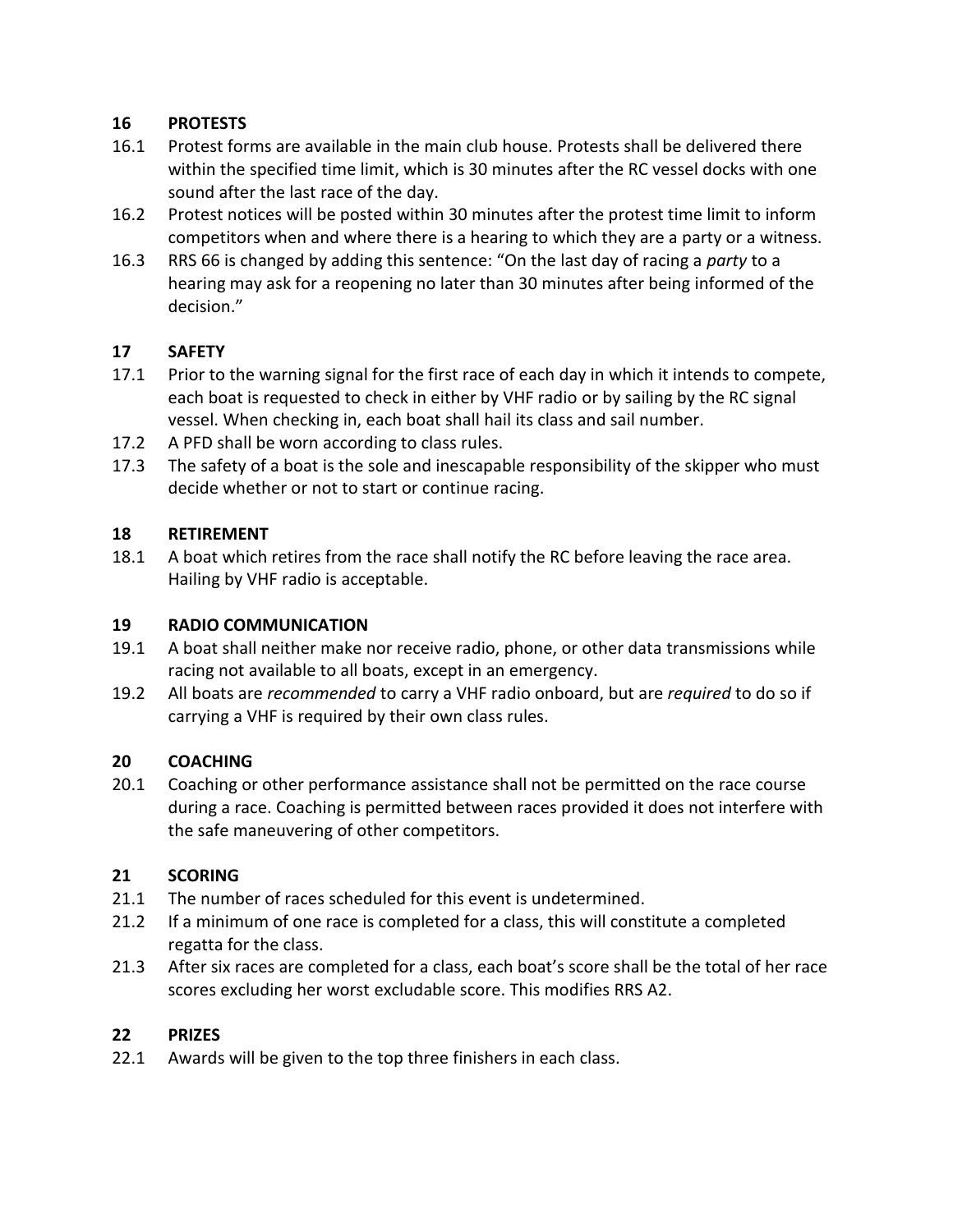## 16 PROTESTS

16.1 Protest forms are available in the main club house. Protests shall be delivered there within the specified time limit, which is 30 minutes after the RC vessel docks with one sound after the last race of the day.

16.2 Protest notices will be posted within 30 minutes after the protest time limit to inform competitors when and where there is a hearing to which they are a party or a witness.

16.3 RRS 66 is changed by adding this sentence: "On the last day of racing a *party* to a hearing may ask for a reopening no later than 30 minutes after being informed of the decision."

## 17 SAFETY

17.1 Prior to the warning signal for the first race of each day in which it intends to compete, each boat is requested to check in either by VHF radio or by sailing by the RC signal vessel. When checking in, each boat shall hail its class and sail number.

17.2 A PFD shall be worn according to class rules.

17.3 The safety of a boat is the sole and inescapable responsibility of the skipper who must decide whether or not to start or continue racing.

## 18 RETIREMENT

18.1 A boat which retires from the race shall notify the RC before leaving the race area. Hailing by VHF radio is acceptable.

## 19 RADIO COMMUNICATION

19.1 A boat shall neither make nor receive radio, phone, or other data transmissions while racing not available to all boats, except in an emergency.

19.2 All boats are *recommended* to carry a VHF radio onboard, but are *required* to do so if carrying a VHF is required by their own class rules.

## 20 COACHING

20.1 Coaching or other performance assistance shall not be permitted on the race course during a race. Coaching is permitted between races provided it does not interfere with the safe maneuvering of other competitors.

## 21 SCORING

21.1 The number of races scheduled for this event is undetermined.

21.2 If a minimum of one race is completed for a class, this will constitute a completed regatta for the class.

21.3 After six races are completed for a class, each boat's score shall be the total of her race scores excluding her worst excludable score. This modifies RRS A2.

## 22 PRIZES

22.1 Awards will be given to the top three finishers in each class.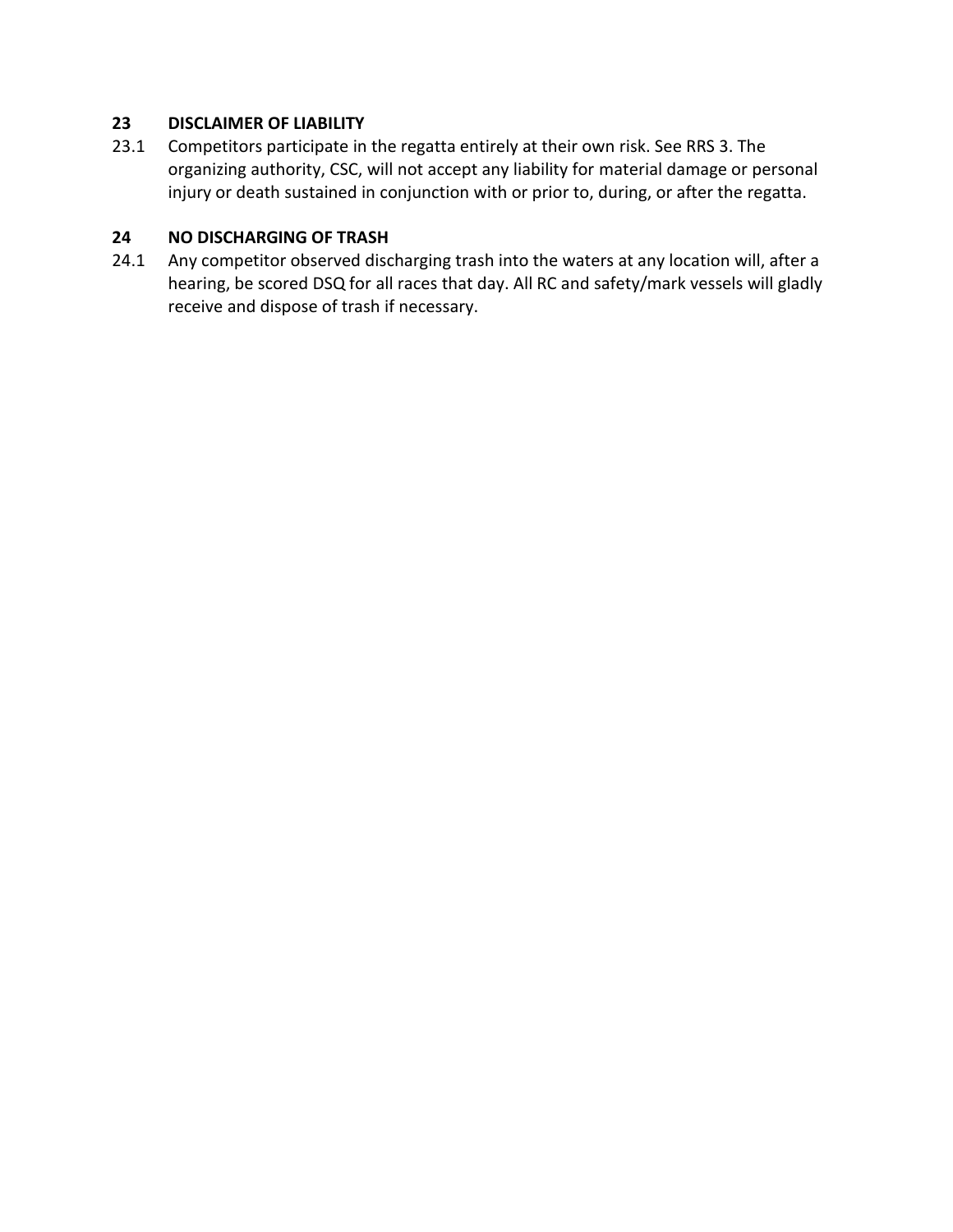## 23 DISCLAIMER OF LIABILITY

23.1 Competitors participate in the regatta entirely at their own risk. See RRS 3. The organizing authority, CSC, will not accept any liability for material damage or personal injury or death sustained in conjunction with or prior to, during, or after the regatta.

## 24 NO DISCHARGING OF TRASH

24.1 Any competitor observed discharging trash into the waters at any location will, after a hearing, be scored DSQ for all races that day. All RC and safety/mark vessels will gladly receive and dispose of trash if necessary.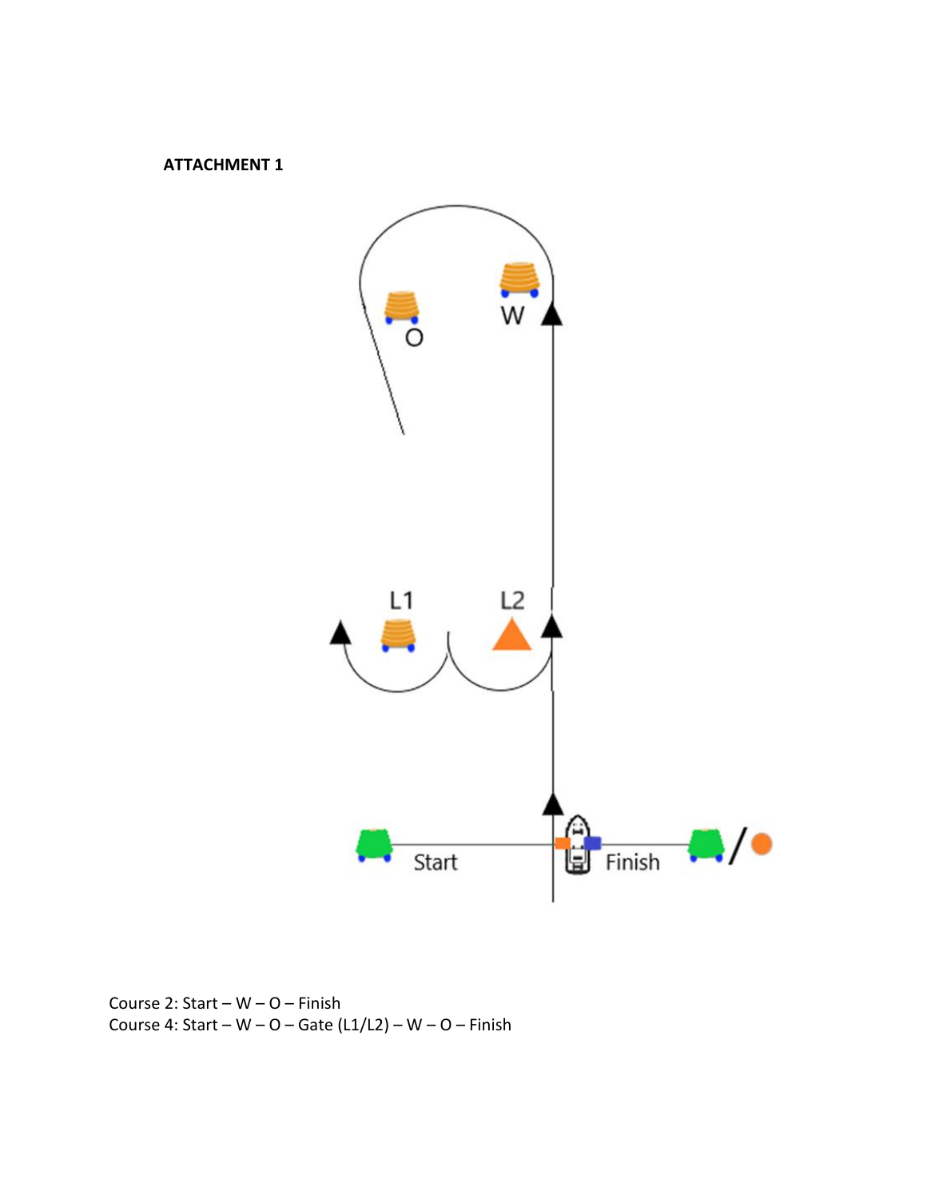**ATTACHMENT 1**

O

W

L1

L2

Start

Finish

Course 2: Start – W – O – Finish
Course 4: Start – W – O – Gate (L1/L2) – W – O – Finish